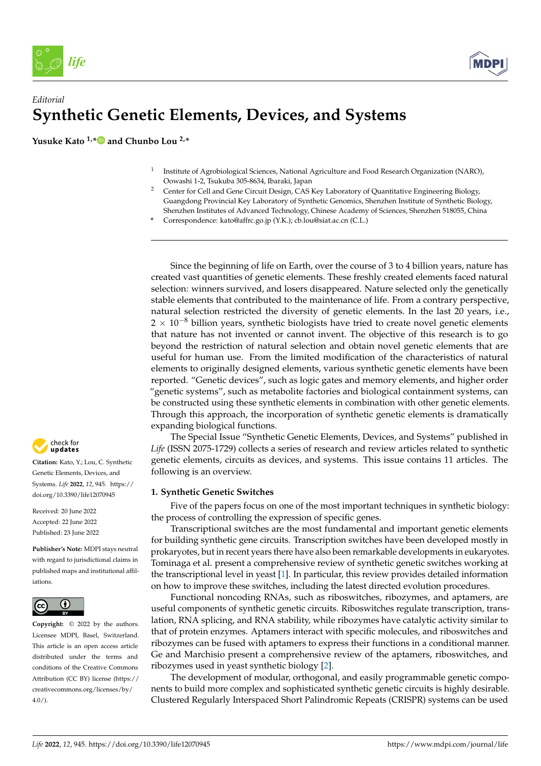*Editorial*

# Synthetic Genetic Elements, Devices, and Systems

**Yusuke Kato [1,*] and Chunbo Lou [2,*]**

[1] Institute of Agrobiological Sciences, National Agriculture and Food Research Organization (NARO), Oowashi 1-2, Tsukuba 305-8634, Ibaraki, Japan

[2] Center for Cell and Gene Circuit Design, CAS Key Laboratory of Quantitative Engineering Biology, Guangdong Provincial Key Laboratory of Synthetic Genomics, Shenzhen Institute of Synthetic Biology, Shenzhen Institutes of Advanced Technology, Chinese Academy of Sciences, Shenzhen 518055, China

* Correspondence: kato@affrc.go.jp (Y.K.); cb.lou@siat.ac.cn (C.L.)

**Citation:** Kato, Y.; Lou, C. Synthetic Genetic Elements, Devices, and Systems. *Life* **2022**, *12*, 945. https://doi.org/10.3390/life12070945

Received: 20 June 2022
Accepted: 22 June 2022
Published: 23 June 2022

**Publisher's Note:** MDPI stays neutral with regard to jurisdictional claims in published maps and institutional affiliations.

**Copyright:** © 2022 by the authors. Licensee MDPI, Basel, Switzerland. This article is an open access article distributed under the terms and conditions of the Creative Commons Attribution (CC BY) license (https://creativecommons.org/licenses/by/4.0/).

Since the beginning of life on Earth, over the course of 3 to 4 billion years, nature has created vast quantities of genetic elements. These freshly created elements faced natural selection: winners survived, and losers disappeared. Nature selected only the genetically stable elements that contributed to the maintenance of life. From a contrary perspective, natural selection restricted the diversity of genetic elements. In the last 20 years, i.e., $2 \times 10^{-8}$ billion years, synthetic biologists have tried to create novel genetic elements that nature has not invented or cannot invent. The objective of this research is to go beyond the restriction of natural selection and obtain novel genetic elements that are useful for human use. From the limited modification of the characteristics of natural elements to originally designed elements, various synthetic genetic elements have been reported. "Genetic devices", such as logic gates and memory elements, and higher order "genetic systems", such as metabolite factories and biological containment systems, can be constructed using these synthetic elements in combination with other genetic elements. Through this approach, the incorporation of synthetic genetic elements is dramatically expanding biological functions.

The Special Issue "Synthetic Genetic Elements, Devices, and Systems" published in *Life* (ISSN 2075-1729) collects a series of research and review articles related to synthetic genetic elements, circuits as devices, and systems. This issue contains 11 articles. The following is an overview.

## 1. Synthetic Genetic Switches

Five of the papers focus on one of the most important techniques in synthetic biology: the process of controlling the expression of specific genes.

Transcriptional switches are the most fundamental and important genetic elements for building synthetic gene circuits. Transcription switches have been developed mostly in prokaryotes, but in recent years there have also been remarkable developments in eukaryotes. Tominaga et al. present a comprehensive review of synthetic genetic switches working at the transcriptional level in yeast [1]. In particular, this review provides detailed information on how to improve these switches, including the latest directed evolution procedures.

Functional noncoding RNAs, such as riboswitches, ribozymes, and aptamers, are useful components of synthetic genetic circuits. Riboswitches regulate transcription, translation, RNA splicing, and RNA stability, while ribozymes have catalytic activity similar to that of protein enzymes. Aptamers interact with specific molecules, and riboswitches and ribozymes can be fused with aptamers to express their functions in a conditional manner. Ge and Marchisio present a comprehensive review of the aptamers, riboswitches, and ribozymes used in yeast synthetic biology [2].

The development of modular, orthogonal, and easily programmable genetic components to build more complex and sophisticated synthetic genetic circuits is highly desirable. Clustered Regularly Interspaced Short Palindromic Repeats (CRISPR) systems can be used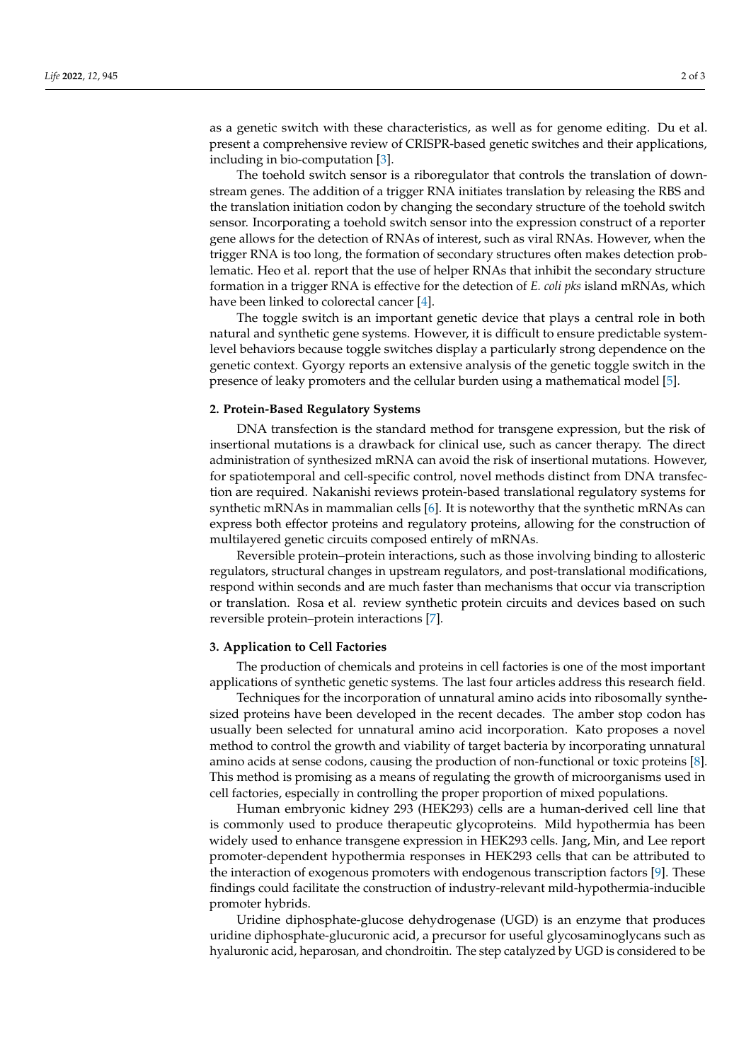as a genetic switch with these characteristics, as well as for genome editing. Du et al. present a comprehensive review of CRISPR-based genetic switches and their applications, including in bio-computation [3].

The toehold switch sensor is a riboregulator that controls the translation of downstream genes. The addition of a trigger RNA initiates translation by releasing the RBS and the translation initiation codon by changing the secondary structure of the toehold switch sensor. Incorporating a toehold switch sensor into the expression construct of a reporter gene allows for the detection of RNAs of interest, such as viral RNAs. However, when the trigger RNA is too long, the formation of secondary structures often makes detection problematic. Heo et al. report that the use of helper RNAs that inhibit the secondary structure formation in a trigger RNA is effective for the detection of *E. coli pks* island mRNAs, which have been linked to colorectal cancer [4].

The toggle switch is an important genetic device that plays a central role in both natural and synthetic gene systems. However, it is difficult to ensure predictable system-level behaviors because toggle switches display a particularly strong dependence on the genetic context. Gyorgy reports an extensive analysis of the genetic toggle switch in the presence of leaky promoters and the cellular burden using a mathematical model [5].

## 2. Protein-Based Regulatory Systems

DNA transfection is the standard method for transgene expression, but the risk of insertional mutations is a drawback for clinical use, such as cancer therapy. The direct administration of synthesized mRNA can avoid the risk of insertional mutations. However, for spatiotemporal and cell-specific control, novel methods distinct from DNA transfection are required. Nakanishi reviews protein-based translational regulatory systems for synthetic mRNAs in mammalian cells [6]. It is noteworthy that the synthetic mRNAs can express both effector proteins and regulatory proteins, allowing for the construction of multilayered genetic circuits composed entirely of mRNAs.

Reversible protein–protein interactions, such as those involving binding to allosteric regulators, structural changes in upstream regulators, and post-translational modifications, respond within seconds and are much faster than mechanisms that occur via transcription or translation. Rosa et al. review synthetic protein circuits and devices based on such reversible protein–protein interactions [7].

## 3. Application to Cell Factories

The production of chemicals and proteins in cell factories is one of the most important applications of synthetic genetic systems. The last four articles address this research field.

Techniques for the incorporation of unnatural amino acids into ribosomally synthesized proteins have been developed in the recent decades. The amber stop codon has usually been selected for unnatural amino acid incorporation. Kato proposes a novel method to control the growth and viability of target bacteria by incorporating unnatural amino acids at sense codons, causing the production of non-functional or toxic proteins [8]. This method is promising as a means of regulating the growth of microorganisms used in cell factories, especially in controlling the proper proportion of mixed populations.

Human embryonic kidney 293 (HEK293) cells are a human-derived cell line that is commonly used to produce therapeutic glycoproteins. Mild hypothermia has been widely used to enhance transgene expression in HEK293 cells. Jang, Min, and Lee report promoter-dependent hypothermia responses in HEK293 cells that can be attributed to the interaction of exogenous promoters with endogenous transcription factors [9]. These findings could facilitate the construction of industry-relevant mild-hypothermia-inducible promoter hybrids.

Uridine diphosphate-glucose dehydrogenase (UGD) is an enzyme that produces uridine diphosphate-glucuronic acid, a precursor for useful glycosaminoglycans such as hyaluronic acid, heparosan, and chondroitin. The step catalyzed by UGD is considered to be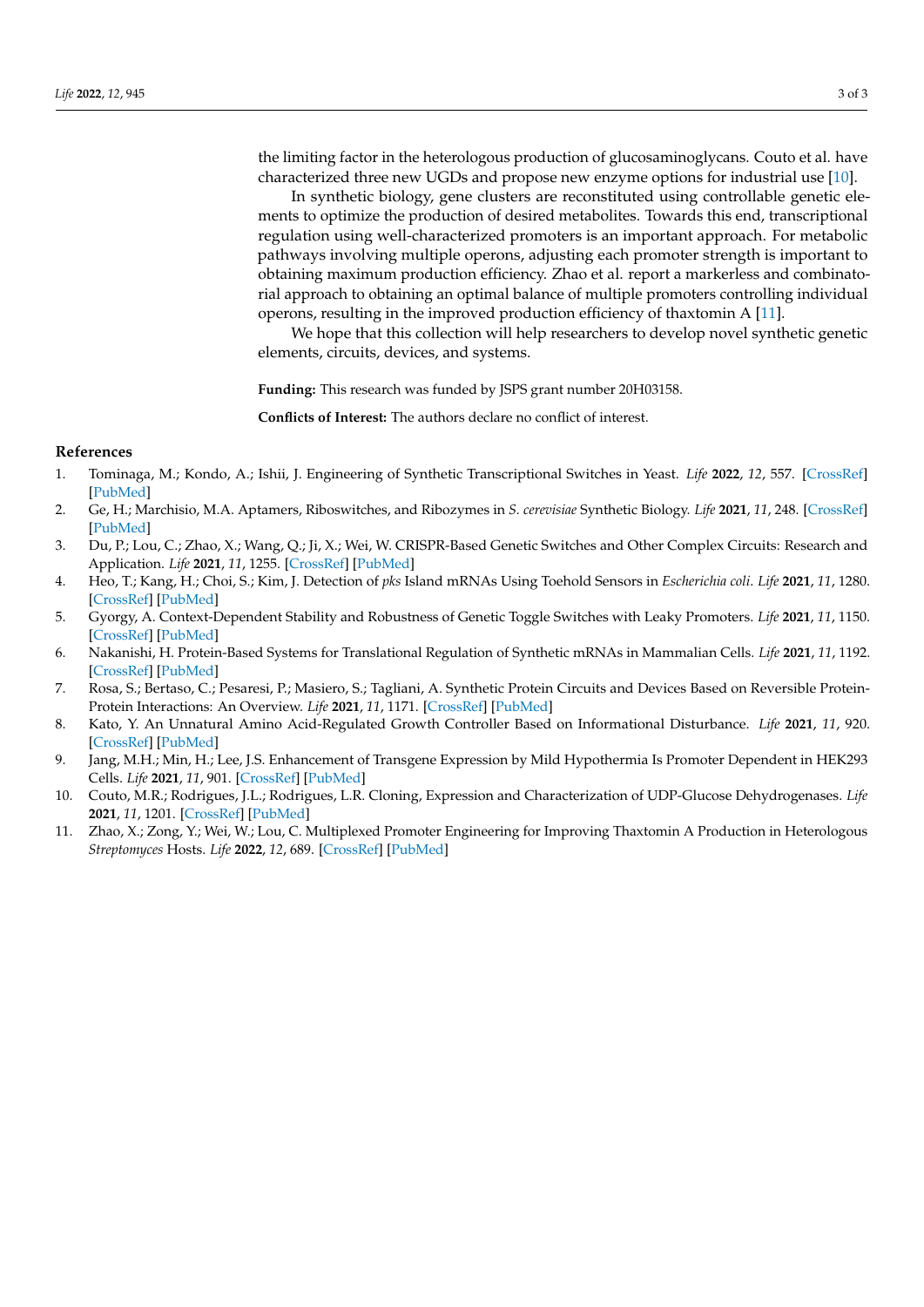the limiting factor in the heterologous production of glucosaminoglycans. Couto et al. have characterized three new UGDs and propose new enzyme options for industrial use [10].

In synthetic biology, gene clusters are reconstituted using controllable genetic elements to optimize the production of desired metabolites. Towards this end, transcriptional regulation using well-characterized promoters is an important approach. For metabolic pathways involving multiple operons, adjusting each promoter strength is important to obtaining maximum production efficiency. Zhao et al. report a markerless and combinatorial approach to obtaining an optimal balance of multiple promoters controlling individual operons, resulting in the improved production efficiency of thaxtomin A [11].

We hope that this collection will help researchers to develop novel synthetic genetic elements, circuits, devices, and systems.

**Funding:** This research was funded by JSPS grant number 20H03158.

**Conflicts of Interest:** The authors declare no conflict of interest.

## References

1. Tominaga, M.; Kondo, A.; Ishii, J. Engineering of Synthetic Transcriptional Switches in Yeast. *Life* **2022**, *12*, 557. [CrossRef] [PubMed]
2. Ge, H.; Marchisio, M.A. Aptamers, Riboswitches, and Ribozymes in *S. cerevisiae* Synthetic Biology. *Life* **2021**, *11*, 248. [CrossRef] [PubMed]
3. Du, P.; Lou, C.; Zhao, X.; Wang, Q.; Ji, X.; Wei, W. CRISPR-Based Genetic Switches and Other Complex Circuits: Research and Application. *Life* **2021**, *11*, 1255. [CrossRef] [PubMed]
4. Heo, T.; Kang, H.; Choi, S.; Kim, J. Detection of *pks* Island mRNAs Using Toehold Sensors in *Escherichia coli*. *Life* **2021**, *11*, 1280. [CrossRef] [PubMed]
5. Gyorgy, A. Context-Dependent Stability and Robustness of Genetic Toggle Switches with Leaky Promoters. *Life* **2021**, *11*, 1150. [CrossRef] [PubMed]
6. Nakanishi, H. Protein-Based Systems for Translational Regulation of Synthetic mRNAs in Mammalian Cells. *Life* **2021**, *11*, 1192. [CrossRef] [PubMed]
7. Rosa, S.; Bertaso, C.; Pesaresi, P.; Masiero, S.; Tagliani, A. Synthetic Protein Circuits and Devices Based on Reversible Protein-Protein Interactions: An Overview. *Life* **2021**, *11*, 1171. [CrossRef] [PubMed]
8. Kato, Y. An Unnatural Amino Acid-Regulated Growth Controller Based on Informational Disturbance. *Life* **2021**, *11*, 920. [CrossRef] [PubMed]
9. Jang, M.H.; Min, H.; Lee, J.S. Enhancement of Transgene Expression by Mild Hypothermia Is Promoter Dependent in HEK293 Cells. *Life* **2021**, *11*, 901. [CrossRef] [PubMed]
10. Couto, M.R.; Rodrigues, J.L.; Rodrigues, L.R. Cloning, Expression and Characterization of UDP-Glucose Dehydrogenases. *Life* **2021**, *11*, 1201. [CrossRef] [PubMed]
11. Zhao, X.; Zong, Y.; Wei, W.; Lou, C. Multiplexed Promoter Engineering for Improving Thaxtomin A Production in Heterologous *Streptomyces* Hosts. *Life* **2022**, *12*, 689. [CrossRef] [PubMed]